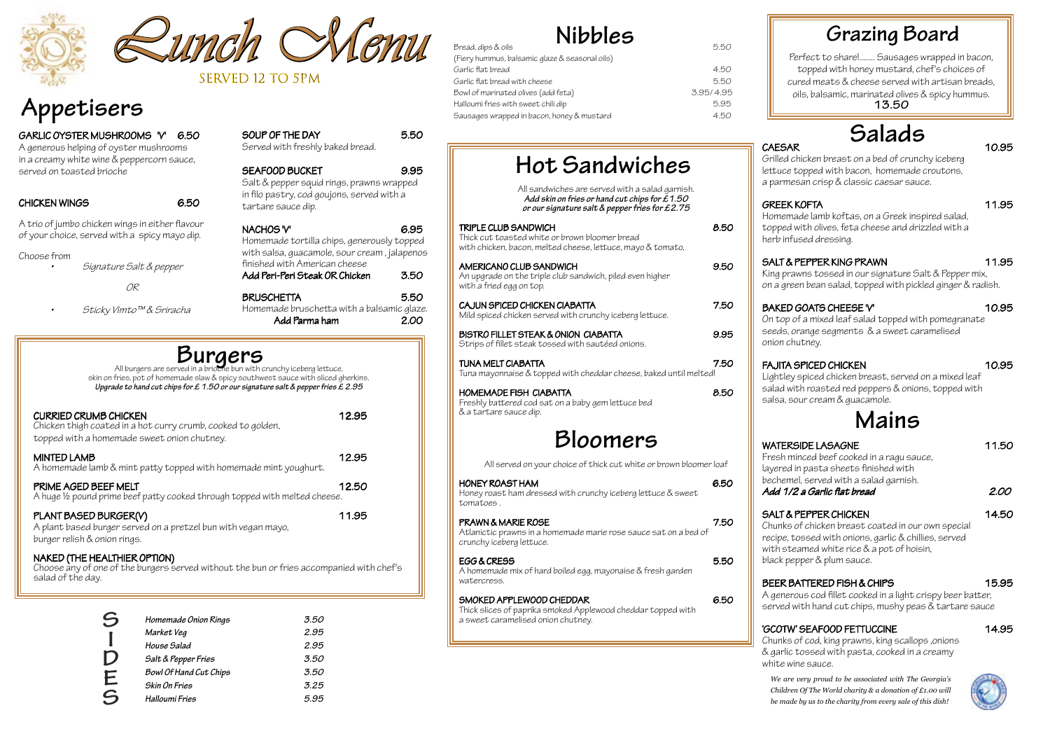# Lunch Menu

SERVED 12 TO 5PM

## Appetisers

**GARLIC OYSTER MUSHROOMS 'V'** 6.50
A generous helping of oyster mushrooms in a creamy white wine & peppercorn sauce, served on toasted brioche

**CHICKEN WINGS** 6.50

A trio of jumbo chicken wings in either flavour of your choice, served with a spicy mayo dip.

Choose from

- *Signature Salt & pepper*

  *OR*

- *Sticky Vimto™ & Sriracha*

**SOUP OF THE DAY** 5.50
Served with freshly baked bread.

**SEAFOOD BUCKET** 9.95
Salt & pepper squid rings, prawns wrapped in filo pastry, cod goujons, served with a tartare sauce dip.

**NACHOS 'V'** 6.95
Homemade tortilla chips, generously topped with salsa, guacamole, sour cream , jalapenos finished with American cheese
**Add Peri-Peri Steak OR Chicken** 3.50

**BRUSCHETTA** 5.50
Homemade bruschetta with a balsamic glaze.
**Add Parma ham** 2.00

## Burgers

All burgers are served in a brioche bun with crunchy iceberg lettuce, skin on fries, pot of homemade slaw & spicy southwest sauce with sliced gherkins.
***Upgrade to hand cut chips for £ 1.50 or our signature salt & pepper fries £ 2.95***

**CURRIED CRUMB CHICKEN** 12.95
Chicken thigh coated in a hot curry crumb, cooked to golden, topped with a homemade sweet onion chutney.

**MINTED LAMB** 12.95
A homemade lamb & mint patty topped with homemade mint youghurt.

**PRIME AGED BEEF MELT** 12.50
A huge ½ pound prime beef patty cooked through topped with melted cheese.

**PLANT BASED BURGER(V)** 11.95
A plant based burger served on a pretzel bun with vegan mayo, burger relish & onion rings.

**NAKED (THE HEALTHIER OPTION)**
Choose any of one of the burgers served without the bun or fries accompanied with chef's salad of the day.

## SIDES

| | |
|---|---|
| *Homemade Onion Rings* | *3.50* |
| *Market Veg* | *2.95* |
| *House Salad* | *2.95* |
| *Salt & Pepper Fries* | *3.50* |
| *Bowl Of Hand Cut Chips* | *3.50* |
| *Skin On Fries* | *3.25* |
| *Halloumi Fries* | *5.95* |

## Nibbles

| | |
|---|---|
| Bread, dips & oils (Fiery hummus, balsamic glaze & seasonal oils) | 5.50 |
| Garlic flat bread | 4.50 |
| Garlic flat bread with cheese | 5.50 |
| Bowl of marinated olives (add feta) | 3.95/ 4.95 |
| Halloumi fries with sweet chili dip | 5.95 |
| Sausages wrapped in bacon, honey & mustard | 4.50 |

## Hot Sandwiches

All sandwiches are served with a salad garnish.
***Add skin on fries or hand cut chips for £1.50 or our signature salt & pepper fries for £2.75***

**TRIPLE CLUB SANDWICH** 8.50
Thick cut toasted white or brown bloomer bread with chicken, bacon, melted cheese, lettuce, mayo & tomato.

**AMERICANO CLUB SANDWICH** 9.50
An upgrade on the triple club sandwich, piled even higher with a fried egg on top.

**CAJUN SPICED CHICKEN CIABATTA** 7.50
Mild spiced chicken served with crunchy iceberg lettuce.

**BISTRO FILLET STEAK & ONION CIABATTA** 9.95
Strips of fillet steak tossed with sautéed onions.

**TUNA MELT CIABATTA** 7.50
Tuna mayonnaise & topped with cheddar cheese, baked until melted!

**HOMEMADE FISH CIABATTA** 8.50
Freshly battered cod sat on a baby gem lettuce bed & a tartare sauce dip.

## Bloomers

All served on your choice of thick cut white or brown bloomer loaf

**HONEY ROAST HAM** 6.50
Honey roast ham dressed with crunchy iceberg lettuce & sweet tomatoes .

**PRAWN & MARIE ROSE** 7.50
Atlanictic prawns in a homemade marie rose sauce sat on a bed of crunchy iceberg lettuce.

**EGG & CRESS** 5.50
A homemade mix of hard boiled egg, mayonaise & fresh garden watercress.

**SMOKED APPLEWOOD CHEDDAR** 6.50
Thick slices of paprika smoked Applewood cheddar topped with a sweet caramelised onion chutney.

## Grazing Board

Perfect to share!........ Sausages wrapped in bacon, topped with honey mustard, chef's choices of cured meats & cheese served with artisan breads, oils, balsamic, marinated olives & spicy hummus.
**13.50**

## Salads

**CAESAR** 10.95
Grilled chicken breast on a bed of crunchy iceberg lettuce topped with bacon, homemade croutons, a parmesan crisp & classic caesar sauce.

**GREEK KOFTA** 11.95
Homemade lamb koftas, on a Greek inspired salad, topped with olives, feta cheese and drizzled with a herb infused dressing.

**SALT & PEPPER KING PRAWN** 11.95
King prawns tossed in our signature Salt & Pepper mix, on a green bean salad, topped with pickled ginger & radish.

**BAKED GOATS CHEESE 'V'** 10.95
On top of a mixed leaf salad topped with pomegranate seeds, orange segments & a sweet caramelised onion chutney.

**FAJITA SPICED CHICKEN** 10.95
Lightley spiced chicken breast, served on a mixed leaf salad with roasted red peppers & onions, topped with salsa, sour cream & guacamole.

## Mains

**WATERSIDE LASAGNE** 11.50
Fresh minced beef cooked in a ragu sauce, layered in pasta sheets finished with bechemel, served with a salad garnish.
***Add 1/2 a Garlic flat bread*** *2.00*

**SALT & PEPPER CHICKEN** 14.50
Chunks of chicken breast coated in our own special recipe, tossed with onions, garlic & chillies, served with steamed white rice & a pot of hoisin, black pepper & plum sauce.

**BEER BATTERED FISH & CHIPS** 15.95
A generous cod fillet cooked in a light crispy beer batter, served with hand cut chips, mushy peas & tartare sauce

**'GCOTW' SEAFOOD FETTUCCINE** 14.95
Chunks of cod, king prawns, king scallops ,onions & garlic tossed with pasta, cooked in a creamy white wine sauce.

*We are very proud to be associated with The Georgia's Children Of The World charity & a donation of £1.00 will be made by us to the charity from every sale of this dish!*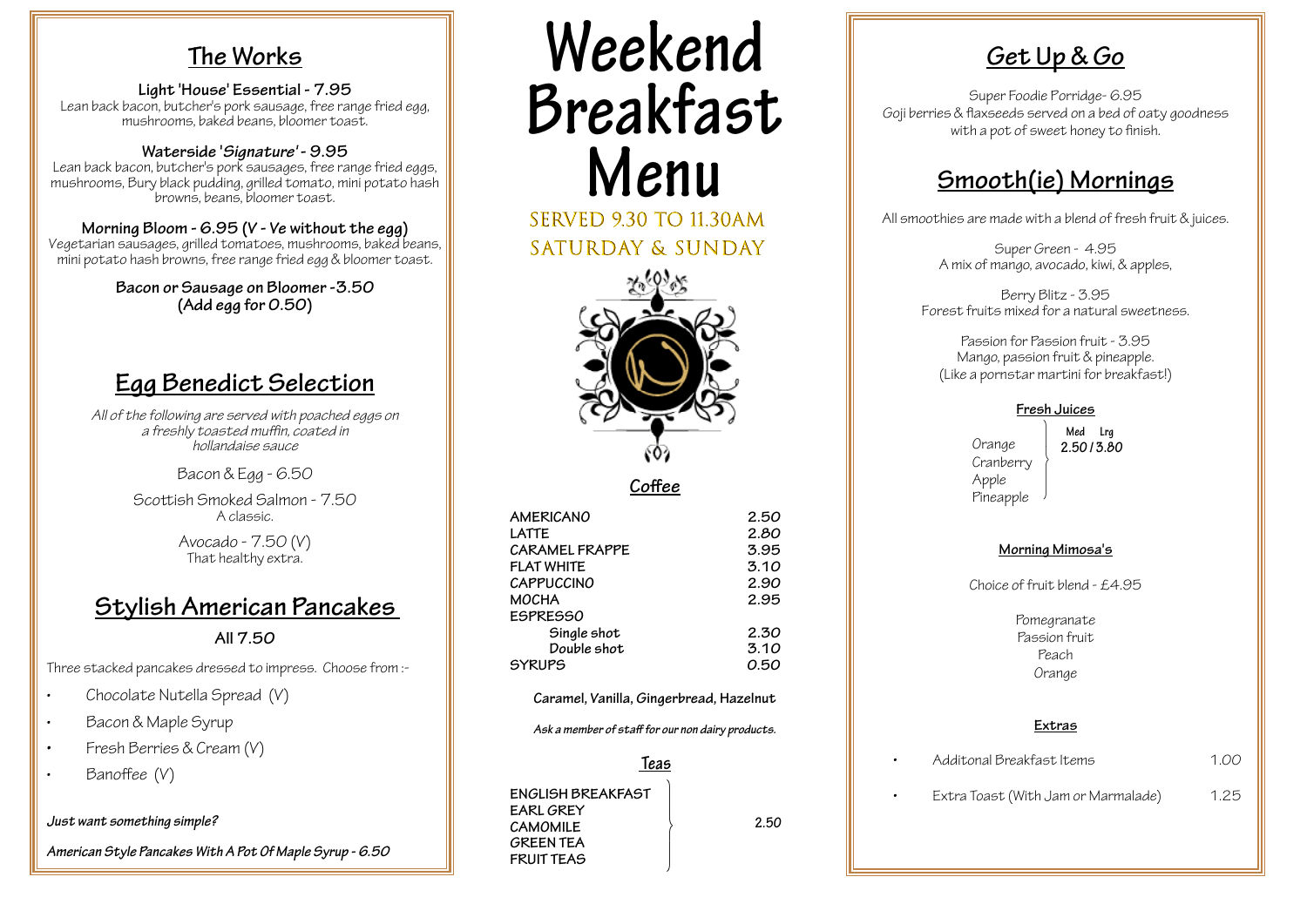## The Works

**Light 'House' Essential - 7.95**
Lean back bacon, butcher's pork sausage, free range fried egg, mushrooms, baked beans, bloomer toast.

**Waterside '*Signature*' - 9.95**
Lean back bacon, butcher's pork sausages, free range fried eggs, mushrooms, Bury black pudding, grilled tomato, mini potato hash browns, beans, bloomer toast.

**Morning Bloom - 6.95 (V - Ve without the egg)**
Vegetarian sausages, grilled tomatoes, mushrooms, baked beans, mini potato hash browns, free range fried egg & bloomer toast.

**Bacon or Sausage on Bloomer -3.50**
**(Add egg for 0.50)**

## Egg Benedict Selection

*All of the following are served with poached eggs on a freshly toasted muffin, coated in hollandaise sauce*

Bacon & Egg - 6.50

Scottish Smoked Salmon - 7.50
A classic.

Avocado - 7.50 (V)
That healthy extra.

## Stylish American Pancakes

**All 7.50**

Three stacked pancakes dressed to impress. Choose from :-

- Chocolate Nutella Spread (V)
- Bacon & Maple Syrup
- Fresh Berries & Cream (V)
- Banoffee (V)

***Just want something simple?***

***American Style Pancakes With A Pot Of Maple Syrup - 6.50***

# Weekend Breakfast Menu

SERVED 9.30 TO 11.30AM
SATURDAY & SUNDAY

## Coffee

| | |
|---|---|
| AMERICANO | 2.50 |
| LATTE | 2.80 |
| CARAMEL FRAPPE | 3.95 |
| FLAT WHITE | 3.10 |
| CAPPUCCINO | 2.90 |
| MOCHA | 2.95 |
| ESPRESSO | |
| Single shot | 2.30 |
| Double shot | 3.10 |
| SYRUPS | 0.50 |

**Caramel, Vanilla, Gingerbread, Hazelnut**

***Ask a member of staff for our non dairy products.***

## Teas

ENGLISH BREAKFAST
EARL GREY
CAMOMILE
GREEN TEA
FRUIT TEAS

2.50

## Get Up & Go

Super Foodie Porridge- 6.95
Goji berries & flaxseeds served on a bed of oaty goodness with a pot of sweet honey to finish.

## Smooth(ie) Mornings

All smoothies are made with a blend of fresh fruit & juices.

Super Green - 4.95
A mix of mango, avocado, kiwi, & apples,

Berry Blitz - 3.95
Forest fruits mixed for a natural sweetness.

Passion for Passion fruit - 3.95
Mango, passion fruit & pineapple.
(Like a pornstar martini for breakfast!)

### Fresh Juices

Orange
Cranberry
Apple
Pineapple

Med Lrg
**2.50 / 3.80**

### Morning Mimosa's

Choice of fruit blend - £4.95

Pomegranate
Passion fruit
Peach
Orange

### Extras

- Additonal Breakfast Items 1.00
- Extra Toast (With Jam or Marmalade) 1.25